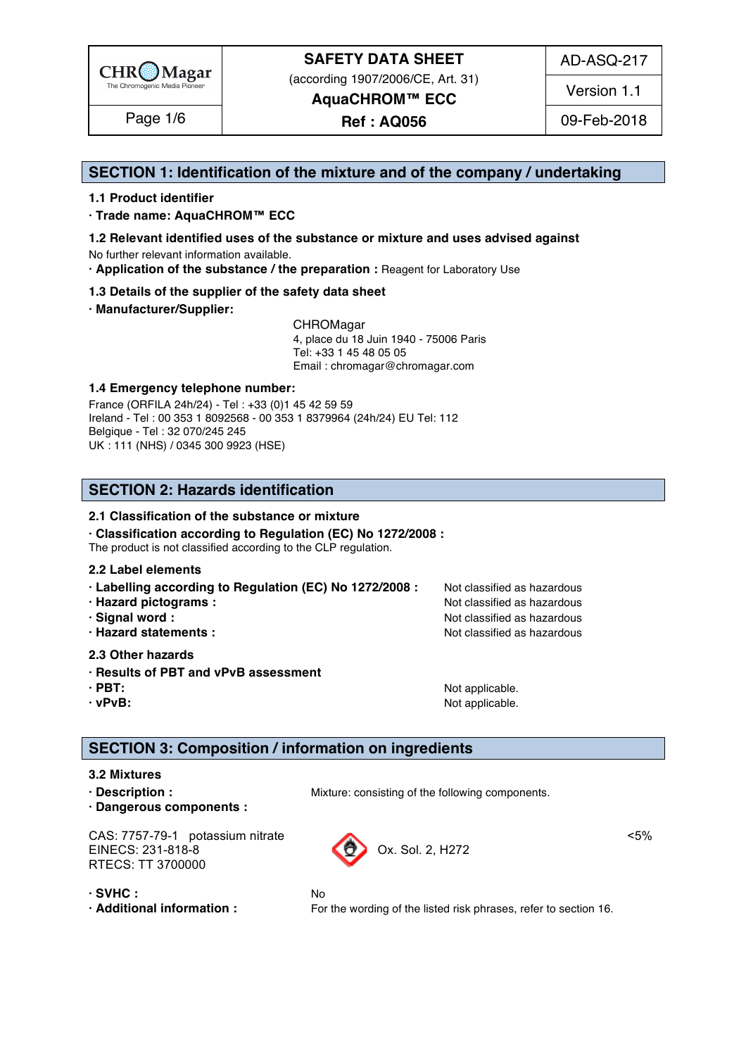# SAFETY DATA SHEET

(according 1907/2006/CE, Art. 31)

**AquaCHROM™ ECC**

**Ref : AQ056**

AD-ASQ-217 | Version 1.1 | 09-Feb-2018

## SECTION 1: Identification of the mixture and of the company / undertaking

### 1.1 Product identifier

**· Trade name: AquaCHROM™ ECC**

### 1.2 Relevant identified uses of the substance or mixture and uses advised against

No further relevant information available.

**· Application of the substance / the preparation :** Reagent for Laboratory Use

### 1.3 Details of the supplier of the safety data sheet

**· Manufacturer/Supplier:**

CHROMagar
4, place du 18 Juin 1940 - 75006 Paris
Tel: +33 1 45 48 05 05
Email : chromagar@chromagar.com

### 1.4 Emergency telephone number:

France (ORFILA 24h/24) - Tel : +33 (0)1 45 42 59 59
Ireland - Tel : 00 353 1 8092568 - 00 353 1 8379964 (24h/24) EU Tel: 112
Belgique - Tel : 32 070/245 245
UK : 111 (NHS) / 0345 300 9923 (HSE)

## SECTION 2: Hazards identification

### 2.1 Classification of the substance or mixture

**· Classification according to Regulation (EC) No 1272/2008 :**

The product is not classified according to the CLP regulation.

### 2.2 Label elements

**· Labelling according to Regulation (EC) No 1272/2008 :** Not classified as hazardous
**· Hazard pictograms :** Not classified as hazardous
**· Signal word :** Not classified as hazardous
**· Hazard statements :** Not classified as hazardous

### 2.3 Other hazards

**· Results of PBT and vPvB assessment**
**· PBT:** Not applicable.
**· vPvB:** Not applicable.

## SECTION 3: Composition / information on ingredients

### 3.2 Mixtures

**· Description :** Mixture: consisting of the following components.
**· Dangerous components :**

| Component | Classification | Concentration |
|---|---|---|
| CAS: 7757-79-1 potassium nitrate<br>EINECS: 231-818-8<br>RTECS: TT 3700000 | Ox. Sol. 2, H272 | <5% |

**· SVHC :** No
**· Additional information :** For the wording of the listed risk phrases, refer to section 16.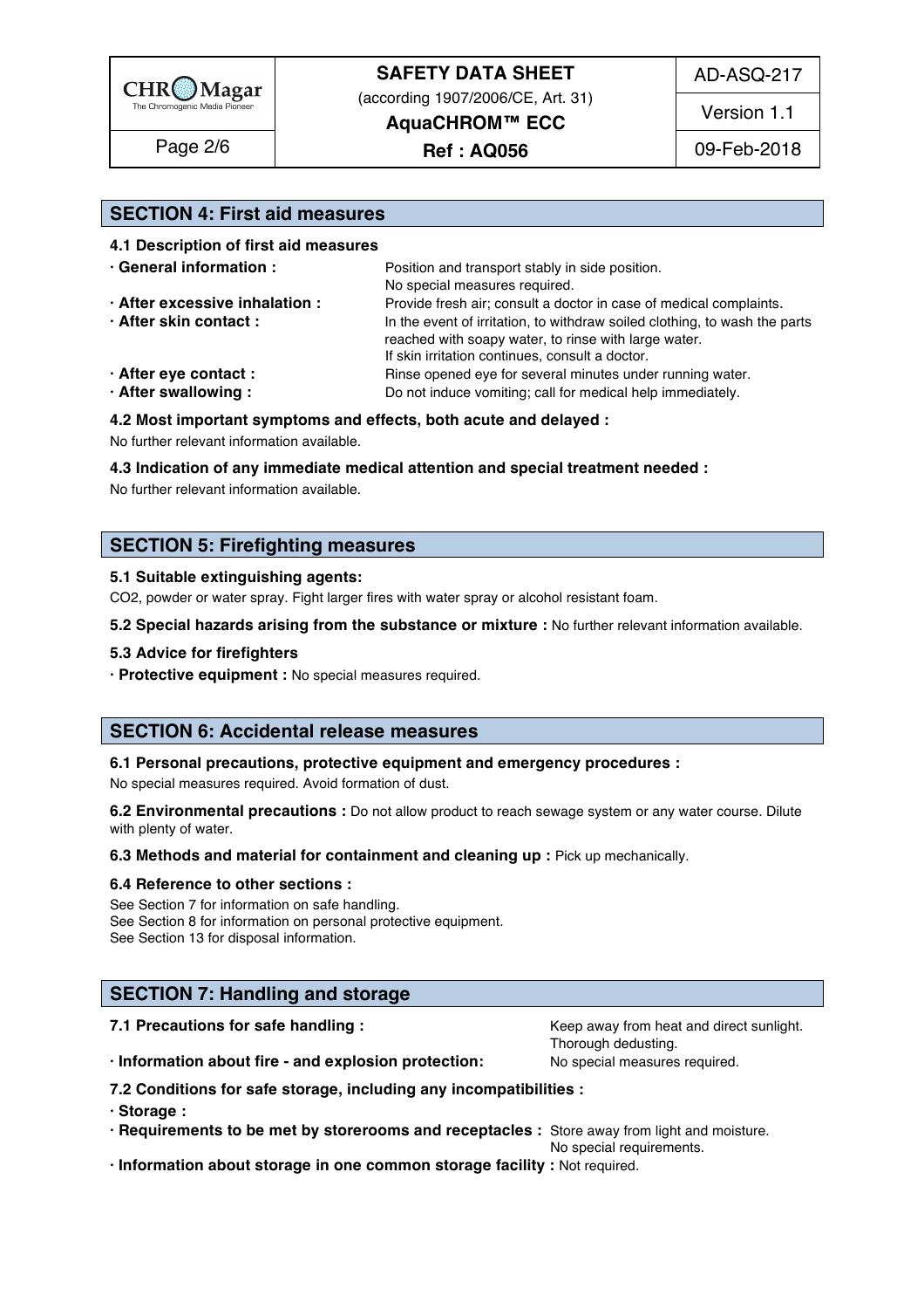## SECTION 4: First aid measures

### 4.1 Description of first aid measures

- **General information :** Position and transport stably in side position. No special measures required.
- **After excessive inhalation :** Provide fresh air; consult a doctor in case of medical complaints.
- **After skin contact :** In the event of irritation, to withdraw soiled clothing, to wash the parts reached with soapy water, to rinse with large water. If skin irritation continues, consult a doctor.
- **After eye contact :** Rinse opened eye for several minutes under running water.
- **After swallowing :** Do not induce vomiting; call for medical help immediately.

### 4.2 Most important symptoms and effects, both acute and delayed :

No further relevant information available.

### 4.3 Indication of any immediate medical attention and special treatment needed :

No further relevant information available.

## SECTION 5: Firefighting measures

### 5.1 Suitable extinguishing agents:

$CO_2$, powder or water spray. Fight larger fires with water spray or alcohol resistant foam.

**5.2 Special hazards arising from the substance or mixture :** No further relevant information available.

### 5.3 Advice for firefighters

- **Protective equipment :** No special measures required.

## SECTION 6: Accidental release measures

### 6.1 Personal precautions, protective equipment and emergency procedures :

No special measures required. Avoid formation of dust.

**6.2 Environmental precautions :** Do not allow product to reach sewage system or any water course. Dilute with plenty of water.

**6.3 Methods and material for containment and cleaning up :** Pick up mechanically.

### 6.4 Reference to other sections :

See Section 7 for information on safe handling.
See Section 8 for information on personal protective equipment.
See Section 13 for disposal information.

## SECTION 7: Handling and storage

**7.1 Precautions for safe handling :** Keep away from heat and direct sunlight. Thorough dedusting.

- **Information about fire - and explosion protection:** No special measures required.

### 7.2 Conditions for safe storage, including any incompatibilities :

- **Storage :**
- **Requirements to be met by storerooms and receptacles :** Store away from light and moisture. No special requirements.
- **Information about storage in one common storage facility :** Not required.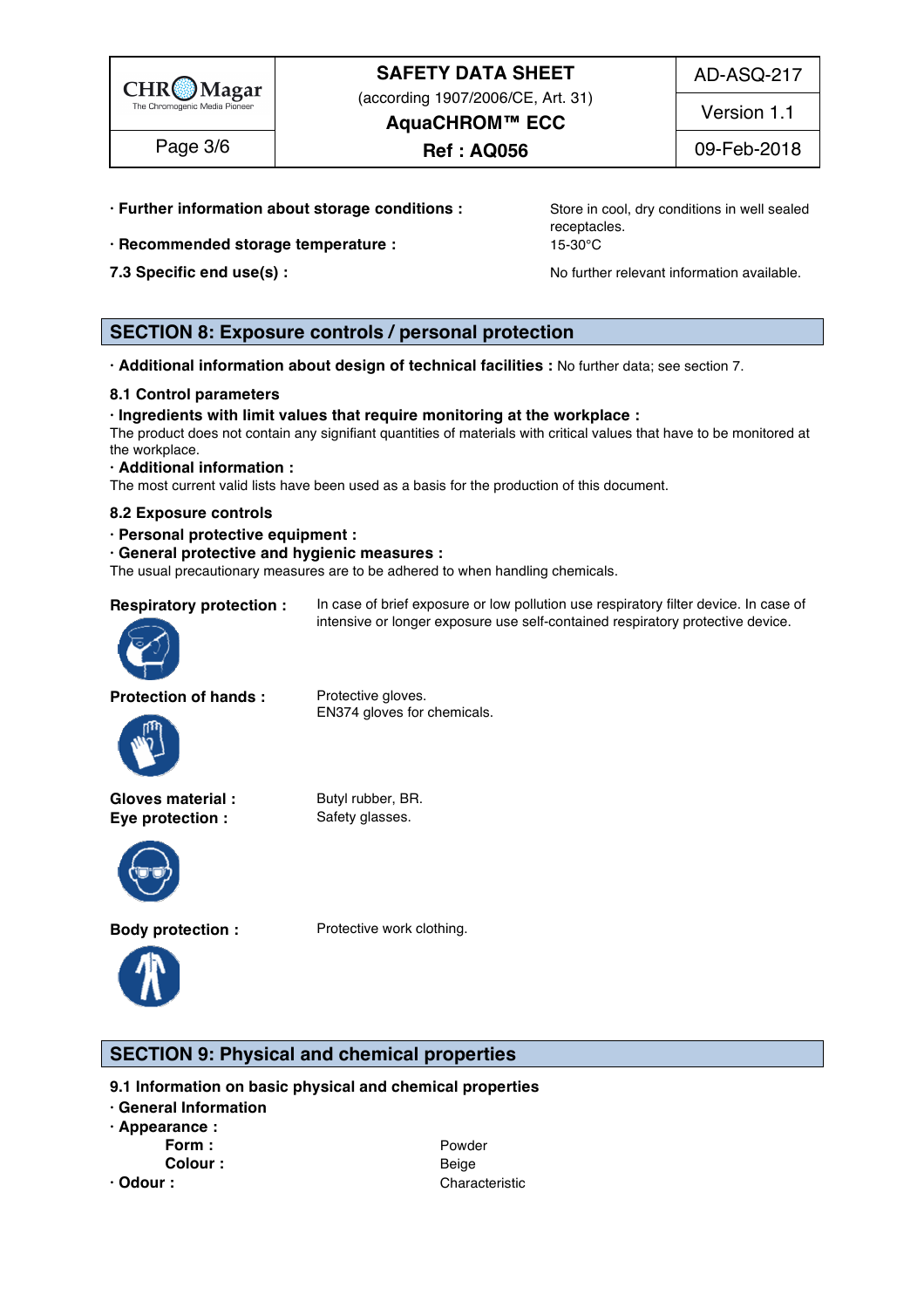· **Further information about storage conditions :** Store in cool, dry conditions in well sealed receptacles.

· **Recommended storage temperature :** 15-30°C

**7.3 Specific end use(s) :** No further relevant information available.

## SECTION 8: Exposure controls / personal protection

· **Additional information about design of technical facilities :** No further data; see section 7.

### 8.1 Control parameters

· **Ingredients with limit values that require monitoring at the workplace :**
The product does not contain any signifiant quantities of materials with critical values that have to be monitored at the workplace.

· **Additional information :**
The most current valid lists have been used as a basis for the production of this document.

### 8.2 Exposure controls

· **Personal protective equipment :**

· **General protective and hygienic measures :**
The usual precautionary measures are to be adhered to when handling chemicals.

**Respiratory protection :** In case of brief exposure or low pollution use respiratory filter device. In case of intensive or longer exposure use self-contained respiratory protective device.

**Protection of hands :** Protective gloves.
EN374 gloves for chemicals.

**Gloves material :** Butyl rubber, BR.

**Eye protection :** Safety glasses.

**Body protection :** Protective work clothing.

## SECTION 9: Physical and chemical properties

### 9.1 Information on basic physical and chemical properties

· **General Information**

· **Appearance :**

- **Form :** Powder
- **Colour :** Beige

· **Odour :** Characteristic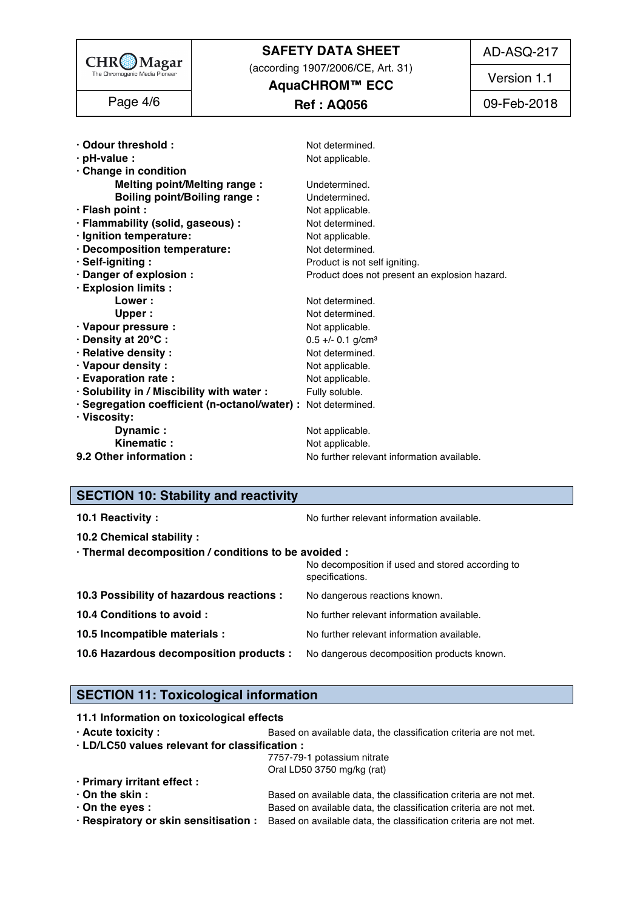· **Odour threshold :** Not determined.
· **pH-value :** Not applicable.
· **Change in condition**
  **Melting point/Melting range :** Undetermined.
  **Boiling point/Boiling range :** Undetermined.
· **Flash point :** Not applicable.
· **Flammability (solid, gaseous) :** Not determined.
· **Ignition temperature:** Not applicable.
· **Decomposition temperature:** Not determined.
· **Self-igniting :** Product is not self igniting.
· **Danger of explosion :** Product does not present an explosion hazard.
· **Explosion limits :**
  **Lower :** Not determined.
  **Upper :** Not determined.
· **Vapour pressure :** Not applicable.
· **Density at 20°C :** 0.5 +/- 0.1 g/cm³
· **Relative density :** Not determined.
· **Vapour density :** Not applicable.
· **Evaporation rate :** Not applicable.
· **Solubility in / Miscibility with water :** Fully soluble.
· **Segregation coefficient (n-octanol/water) :** Not determined.
· **Viscosity:**
  **Dynamic :** Not applicable.
  **Kinematic :** Not applicable.

**9.2 Other information :** No further relevant information available.

## SECTION 10: Stability and reactivity

**10.1 Reactivity :** No further relevant information available.

**10.2 Chemical stability :**

· **Thermal decomposition / conditions to be avoided :** No decomposition if used and stored according to specifications.

**10.3 Possibility of hazardous reactions :** No dangerous reactions known.

**10.4 Conditions to avoid :** No further relevant information available.

**10.5 Incompatible materials :** No further relevant information available.

**10.6 Hazardous decomposition products :** No dangerous decomposition products known.

## SECTION 11: Toxicological information

**11.1 Information on toxicological effects**

· **Acute toxicity :** Based on available data, the classification criteria are not met.
· **LD/LC50 values relevant for classification :**
  7757-79-1 potassium nitrate
  Oral LD50 3750 mg/kg (rat)
· **Primary irritant effect :**
· **On the skin :** Based on available data, the classification criteria are not met.
· **On the eyes :** Based on available data, the classification criteria are not met.
· **Respiratory or skin sensitisation :** Based on available data, the classification criteria are not met.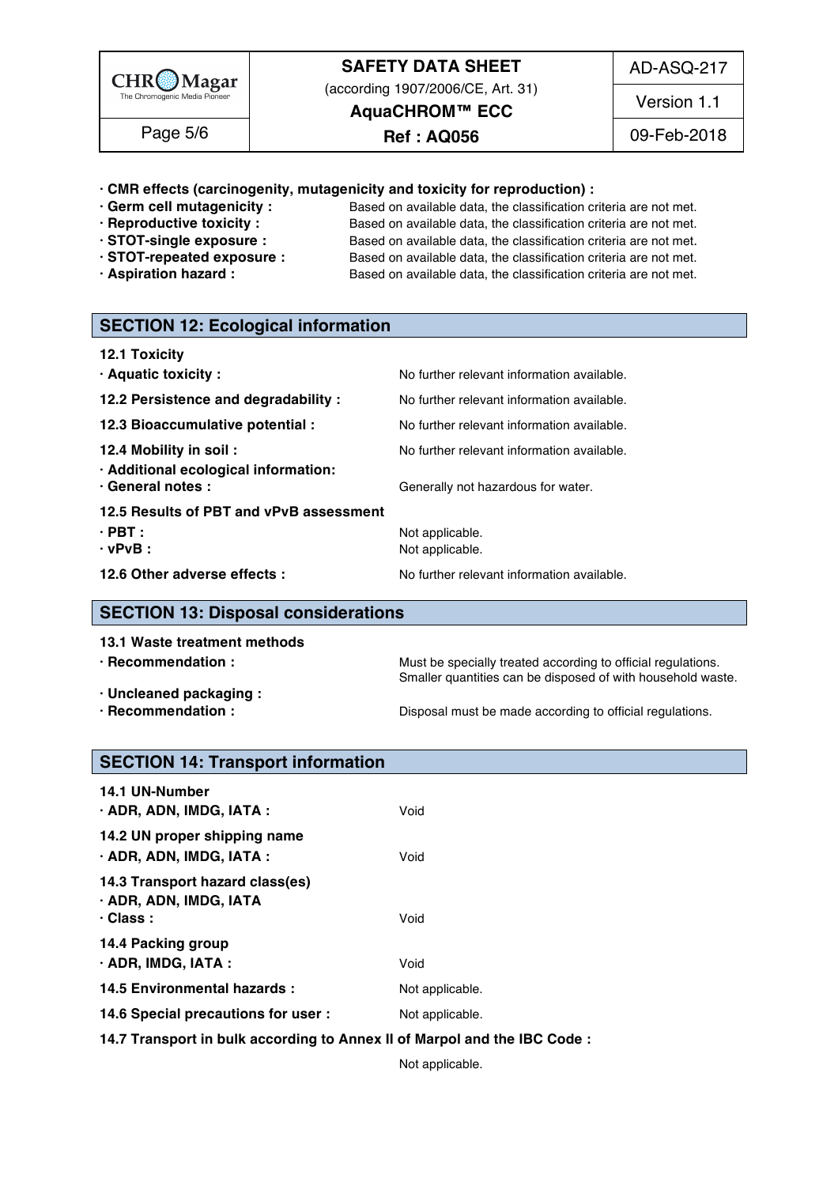**· CMR effects (carcinogenity, mutagenicity and toxicity for reproduction) :**

**· Germ cell mutagenicity :** Based on available data, the classification criteria are not met.
**· Reproductive toxicity :** Based on available data, the classification criteria are not met.
**· STOT-single exposure :** Based on available data, the classification criteria are not met.
**· STOT-repeated exposure :** Based on available data, the classification criteria are not met.
**· Aspiration hazard :** Based on available data, the classification criteria are not met.

## SECTION 12: Ecological information

**12.1 Toxicity**

**· Aquatic toxicity :** No further relevant information available.

**12.2 Persistence and degradability :** No further relevant information available.

**12.3 Bioaccumulative potential :** No further relevant information available.

**12.4 Mobility in soil :** No further relevant information available.

**· Additional ecological information:**
**· General notes :** Generally not hazardous for water.

**12.5 Results of PBT and vPvB assessment**

**· PBT :** Not applicable.
**· vPvB :** Not applicable.

**12.6 Other adverse effects :** No further relevant information available.

## SECTION 13: Disposal considerations

**13.1 Waste treatment methods**

**· Recommendation :** Must be specially treated according to official regulations. Smaller quantities can be disposed of with household waste.

**· Uncleaned packaging :**
**· Recommendation :** Disposal must be made according to official regulations.

## SECTION 14: Transport information

**14.1 UN-Number**
**· ADR, ADN, IMDG, IATA :** Void

**14.2 UN proper shipping name**
**· ADR, ADN, IMDG, IATA :** Void

**14.3 Transport hazard class(es)**
**· ADR, ADN, IMDG, IATA**
**· Class :** Void

**14.4 Packing group**
**· ADR, IMDG, IATA :** Void

**14.5 Environmental hazards :** Not applicable.

**14.6 Special precautions for user :** Not applicable.

**14.7 Transport in bulk according to Annex II of Marpol and the IBC Code :**

Not applicable.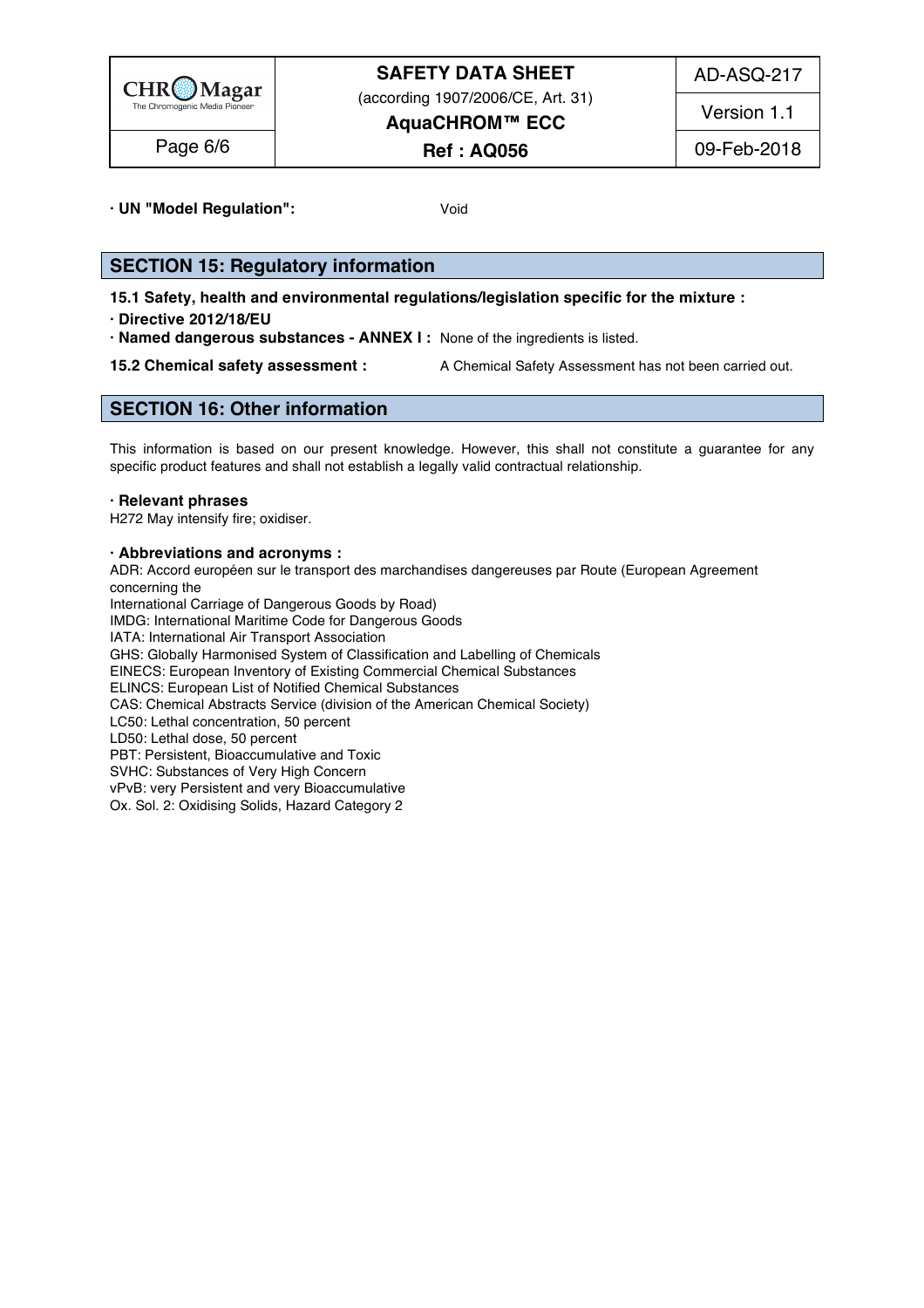**· UN "Model Regulation":** Void

## SECTION 15: Regulatory information

**15.1 Safety, health and environmental regulations/legislation specific for the mixture :**

**· Directive 2012/18/EU**

**· Named dangerous substances - ANNEX I :** None of the ingredients is listed.

**15.2 Chemical safety assessment :** A Chemical Safety Assessment has not been carried out.

## SECTION 16: Other information

This information is based on our present knowledge. However, this shall not constitute a guarantee for any specific product features and shall not establish a legally valid contractual relationship.

**· Relevant phrases**

H272 May intensify fire; oxidiser.

**· Abbreviations and acronyms :**

ADR: Accord européen sur le transport des marchandises dangereuses par Route (European Agreement concerning the
International Carriage of Dangerous Goods by Road)
IMDG: International Maritime Code for Dangerous Goods
IATA: International Air Transport Association
GHS: Globally Harmonised System of Classification and Labelling of Chemicals
EINECS: European Inventory of Existing Commercial Chemical Substances
ELINCS: European List of Notified Chemical Substances
CAS: Chemical Abstracts Service (division of the American Chemical Society)
LC50: Lethal concentration, 50 percent
LD50: Lethal dose, 50 percent
PBT: Persistent, Bioaccumulative and Toxic
SVHC: Substances of Very High Concern
vPvB: very Persistent and very Bioaccumulative
Ox. Sol. 2: Oxidising Solids, Hazard Category 2